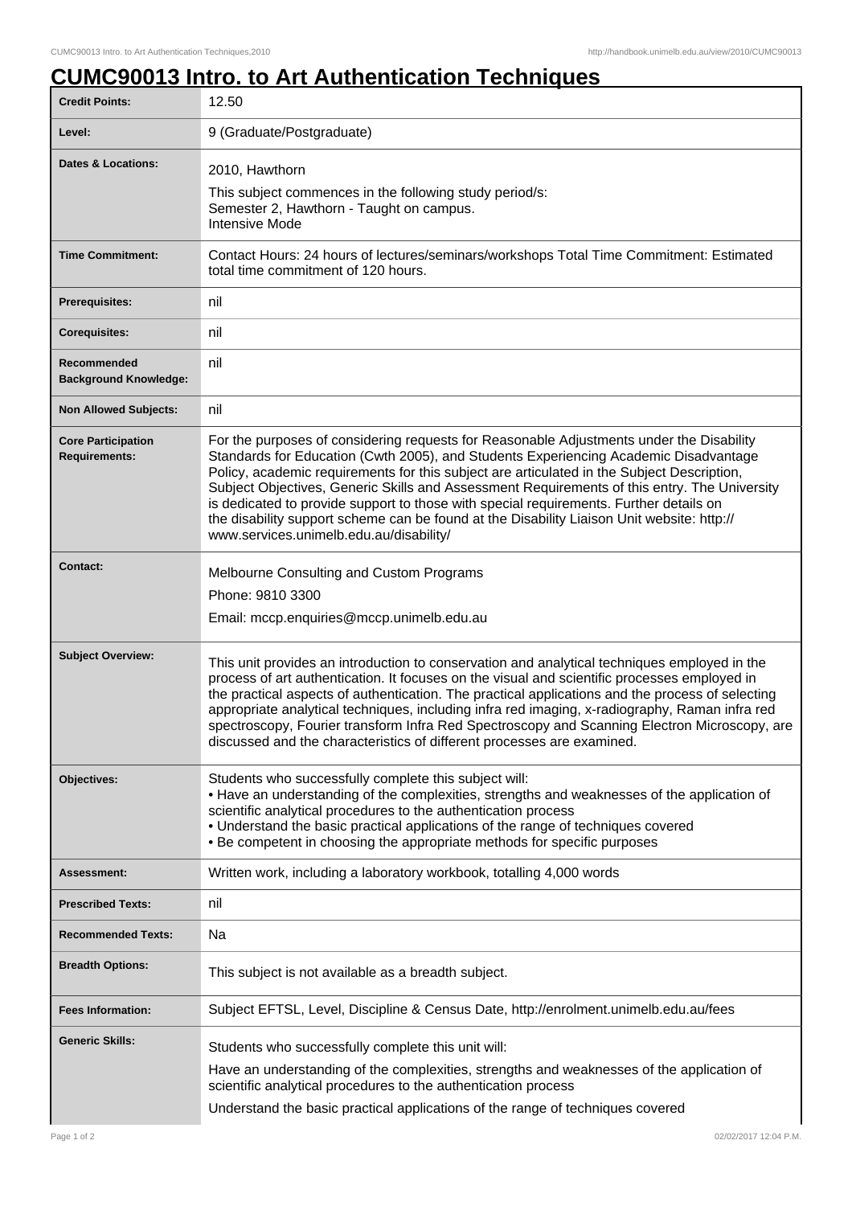# CUMC90013 Intro. to Art Authentication Techniques

| | |
|---|---|
| **Credit Points:** | 12.50 |
| **Level:** | 9 (Graduate/Postgraduate) |
| **Dates & Locations:** | 2010, Hawthorn<br><br>This subject commences in the following study period/s:<br>Semester 2, Hawthorn - Taught on campus.<br>Intensive Mode |
| **Time Commitment:** | Contact Hours: 24 hours of lectures/seminars/workshops Total Time Commitment: Estimated total time commitment of 120 hours. |
| **Prerequisites:** | nil |
| **Corequisites:** | nil |
| **Recommended Background Knowledge:** | nil |
| **Non Allowed Subjects:** | nil |
| **Core Participation Requirements:** | For the purposes of considering requests for Reasonable Adjustments under the Disability Standards for Education (Cwth 2005), and Students Experiencing Academic Disadvantage Policy, academic requirements for this subject are articulated in the Subject Description, Subject Objectives, Generic Skills and Assessment Requirements of this entry. The University is dedicated to provide support to those with special requirements. Further details on the disability support scheme can be found at the Disability Liaison Unit website: http://www.services.unimelb.edu.au/disability/ |
| **Contact:** | Melbourne Consulting and Custom Programs<br><br>Phone: 9810 3300<br><br>Email: mccp.enquiries@mccp.unimelb.edu.au |
| **Subject Overview:** | This unit provides an introduction to conservation and analytical techniques employed in the process of art authentication. It focuses on the visual and scientific processes employed in the practical aspects of authentication. The practical applications and the process of selecting appropriate analytical techniques, including infra red imaging, x-radiography, Raman infra red spectroscopy, Fourier transform Infra Red Spectroscopy and Scanning Electron Microscopy, are discussed and the characteristics of different processes are examined. |
| **Objectives:** | Students who successfully complete this subject will:<br>• Have an understanding of the complexities, strengths and weaknesses of the application of scientific analytical procedures to the authentication process<br>• Understand the basic practical applications of the range of techniques covered<br>• Be competent in choosing the appropriate methods for specific purposes |
| **Assessment:** | Written work, including a laboratory workbook, totalling 4,000 words |
| **Prescribed Texts:** | nil |
| **Recommended Texts:** | Na |
| **Breadth Options:** | This subject is not available as a breadth subject. |
| **Fees Information:** | Subject EFTSL, Level, Discipline & Census Date, http://enrolment.unimelb.edu.au/fees |
| **Generic Skills:** | Students who successfully complete this unit will:<br><br>Have an understanding of the complexities, strengths and weaknesses of the application of scientific analytical procedures to the authentication process<br><br>Understand the basic practical applications of the range of techniques covered |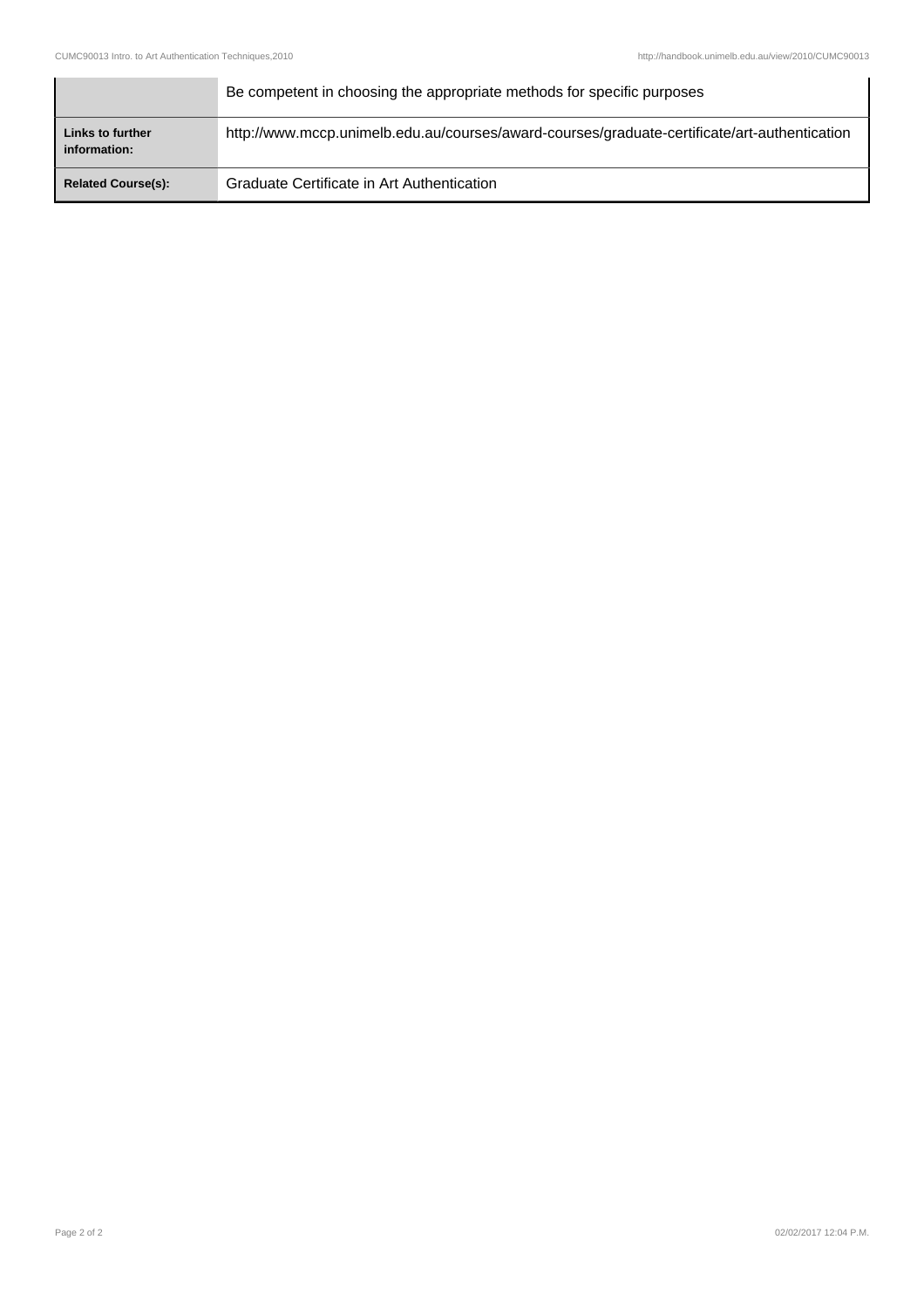| | |
|---|---|
| | Be competent in choosing the appropriate methods for specific purposes |
| **Links to further information:** | http://www.mccp.unimelb.edu.au/courses/award-courses/graduate-certificate/art-authentication |
| **Related Course(s):** | Graduate Certificate in Art Authentication |